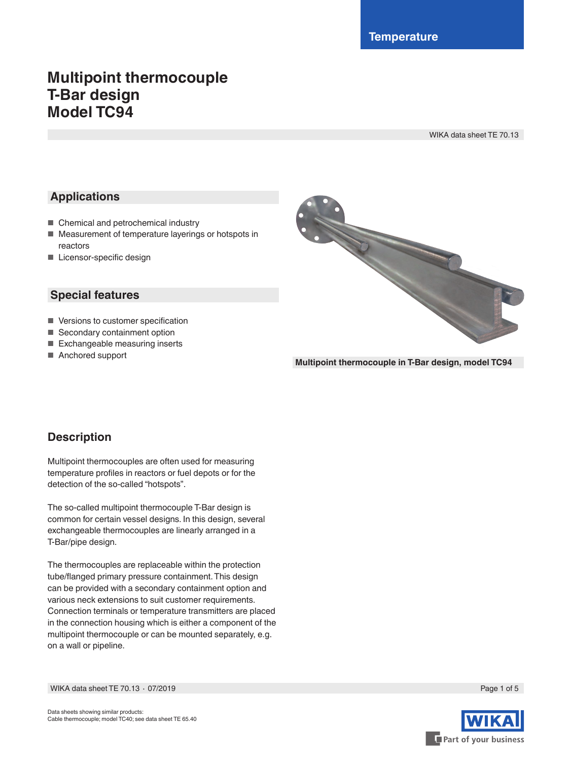Temperature

# Multipoint thermocouple T-Bar design Model TC94

WIKA data sheet TE 70.13

## Applications

- Chemical and petrochemical industry
- Measurement of temperature layerings or hotspots in reactors
- Licensor-specific design

## Special features

- Versions to customer specification
- Secondary containment option
- Exchangeable measuring inserts
- Anchored support

**Multipoint thermocouple in T-Bar design, model TC94**

## Description

Multipoint thermocouples are often used for measuring temperature profiles in reactors or fuel depots or for the detection of the so-called "hotspots".

The so-called multipoint thermocouple T-Bar design is common for certain vessel designs. In this design, several exchangeable thermocouples are linearly arranged in a T-Bar/pipe design.

The thermocouples are replaceable within the protection tube/flanged primary pressure containment. This design can be provided with a secondary containment option and various neck extensions to suit customer requirements. Connection terminals or temperature transmitters are placed in the connection housing which is either a component of the multipoint thermocouple or can be mounted separately, e.g. on a wall or pipeline.

Data sheets showing similar products:
Cable thermocouple; model TC40; see data sheet TE 65.40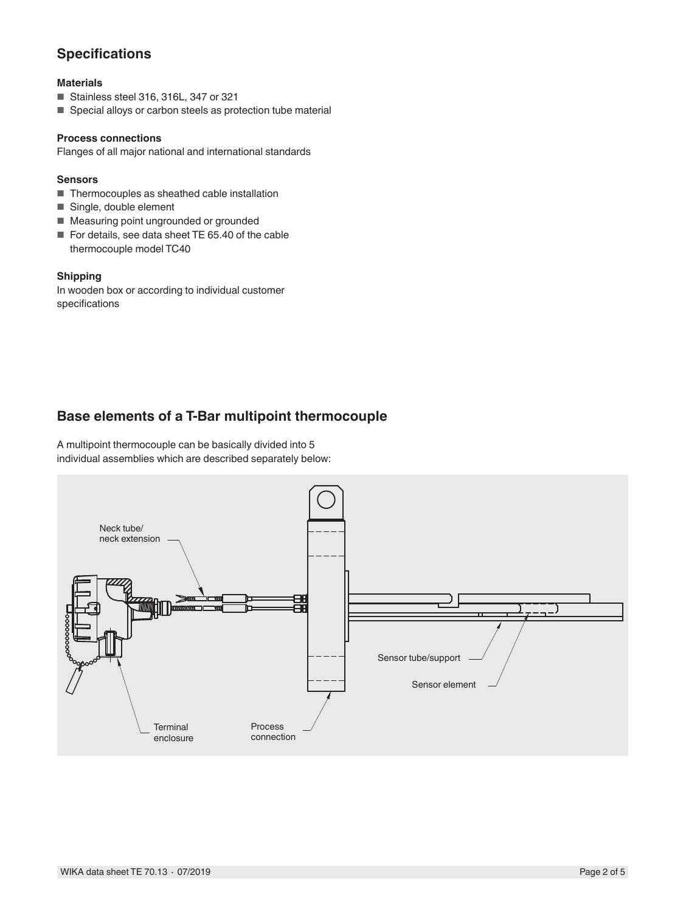## Specifications

### Materials

- Stainless steel 316, 316L, 347 or 321
- Special alloys or carbon steels as protection tube material

### Process connections

Flanges of all major national and international standards

### Sensors

- Thermocouples as sheathed cable installation
- Single, double element
- Measuring point ungrounded or grounded
- For details, see data sheet TE 65.40 of the cable thermocouple model TC40

### Shipping

In wooden box or according to individual customer specifications

## Base elements of a T-Bar multipoint thermocouple

A multipoint thermocouple can be basically divided into 5 individual assemblies which are described separately below:

Neck tube/ neck extension

Sensor tube/support

Sensor element

Terminal enclosure

Process connection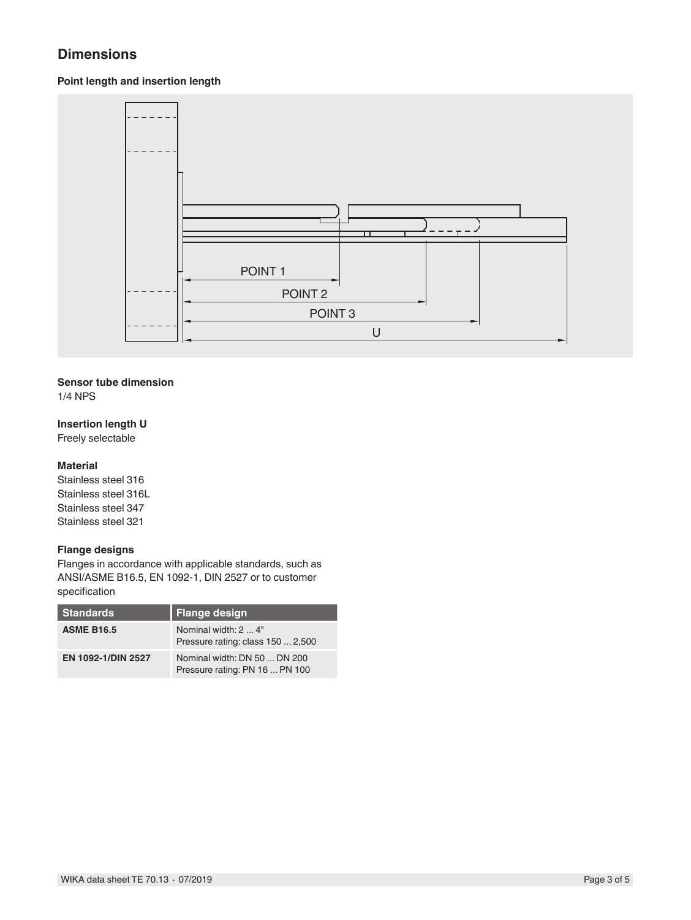## Dimensions

### Point length and insertion length

POINT 1

POINT 2

POINT 3

U

**Sensor tube dimension**

1/4 NPS

**Insertion length U**

Freely selectable

**Material**

Stainless steel 316
Stainless steel 316L
Stainless steel 347
Stainless steel 321

**Flange designs**

Flanges in accordance with applicable standards, such as ANSI/ASME B16.5, EN 1092-1, DIN 2527 or to customer specification

| Standards | Flange design |
|---|---|
| **ASME B16.5** | Nominal width: 2 ... 4"<br>Pressure rating: class 150 ... 2,500 |
| **EN 1092-1/DIN 2527** | Nominal width: DN 50 ... DN 200<br>Pressure rating: PN 16 ... PN 100 |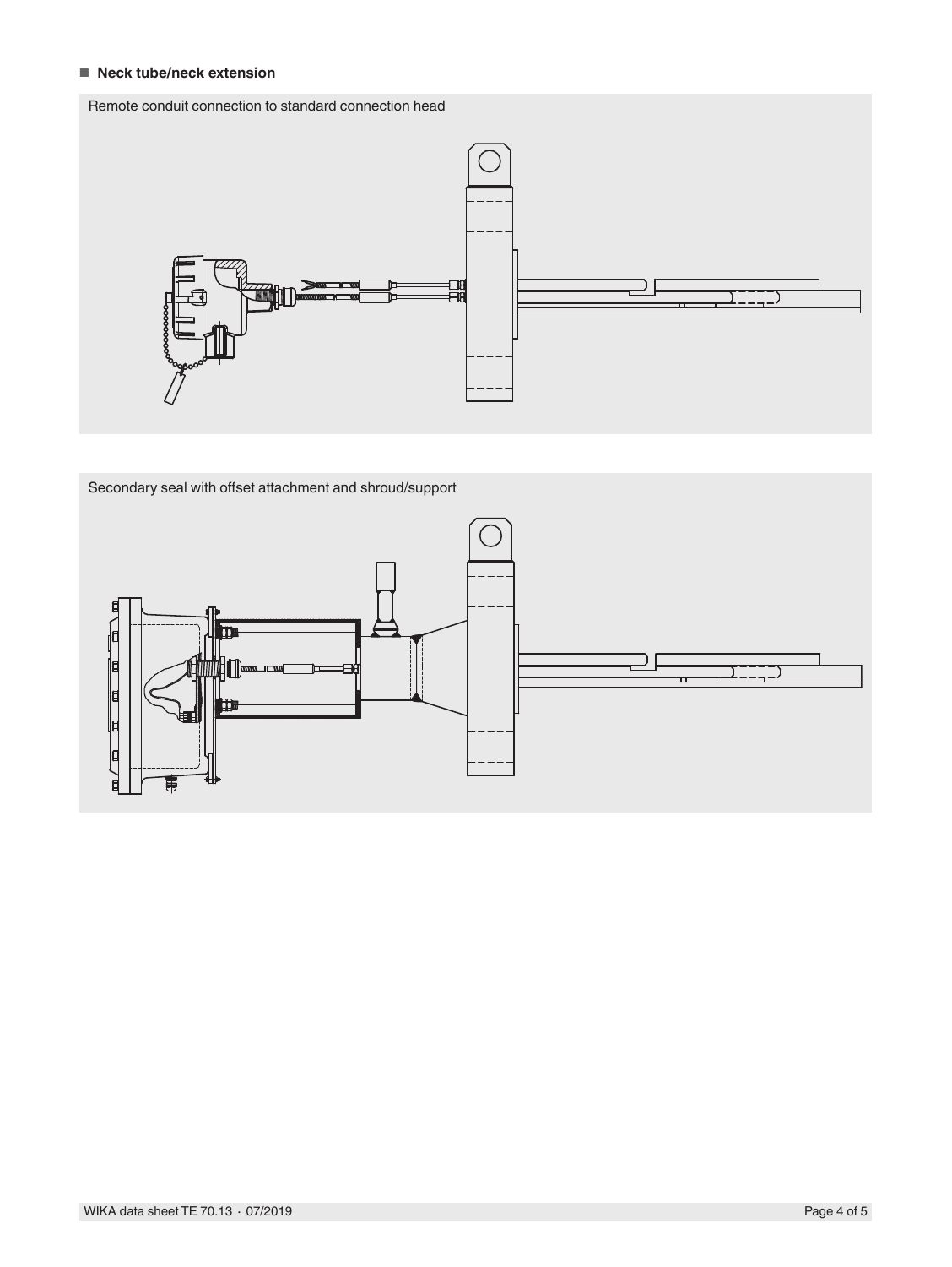- **Neck tube/neck extension**

Remote conduit connection to standard connection head

Secondary seal with offset attachment and shroud/support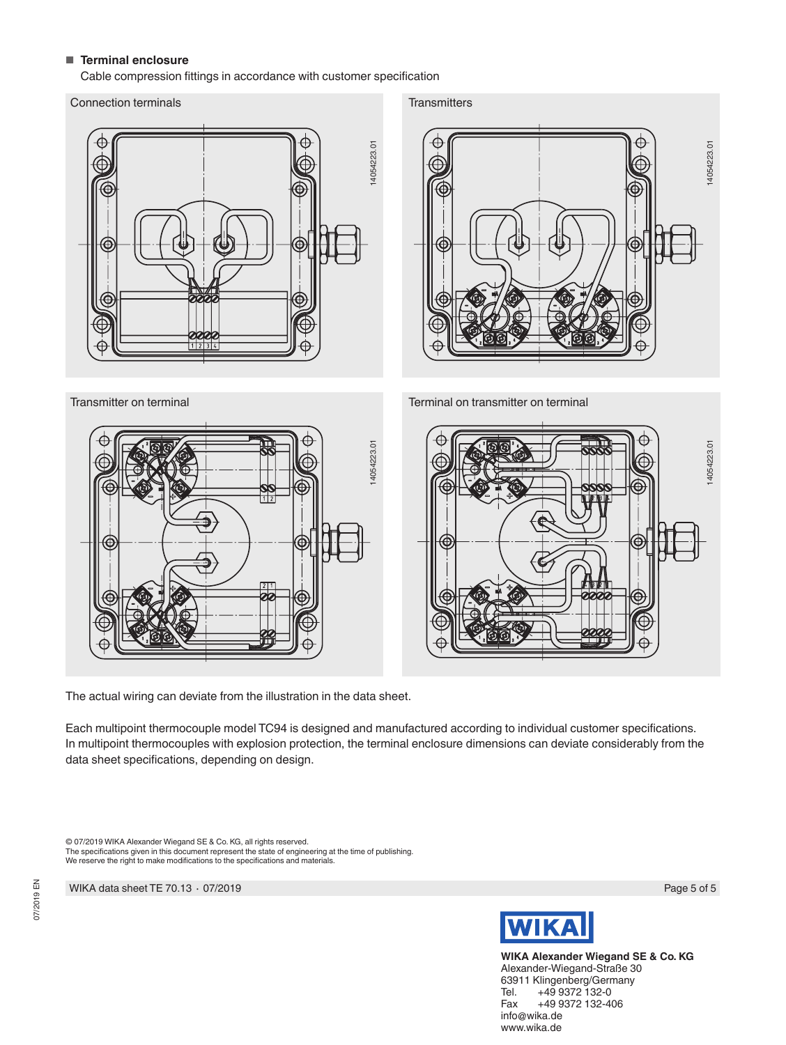### Terminal enclosure

Cable compression fittings in accordance with customer specification

Connection terminals

14054223.01

Transmitters

14054223.01

Transmitter on terminal

14054223.01

Terminal on transmitter on terminal

14054223.01

The actual wiring can deviate from the illustration in the data sheet.

Each multipoint thermocouple model TC94 is designed and manufactured according to individual customer specifications. In multipoint thermocouples with explosion protection, the terminal enclosure dimensions can deviate considerably from the data sheet specifications, depending on design.

© 07/2019 WIKA Alexander Wiegand SE & Co. KG, all rights reserved.
The specifications given in this document represent the state of engineering at the time of publishing.
We reserve the right to make modifications to the specifications and materials.

WIKA data sheet TE 70.13 · 07/2019

**WIKA Alexander Wiegand SE & Co. KG**
Alexander-Wiegand-Straße 30
63911 Klingenberg/Germany
Tel. +49 9372 132-0
Fax +49 9372 132-406
info@wika.de
www.wika.de